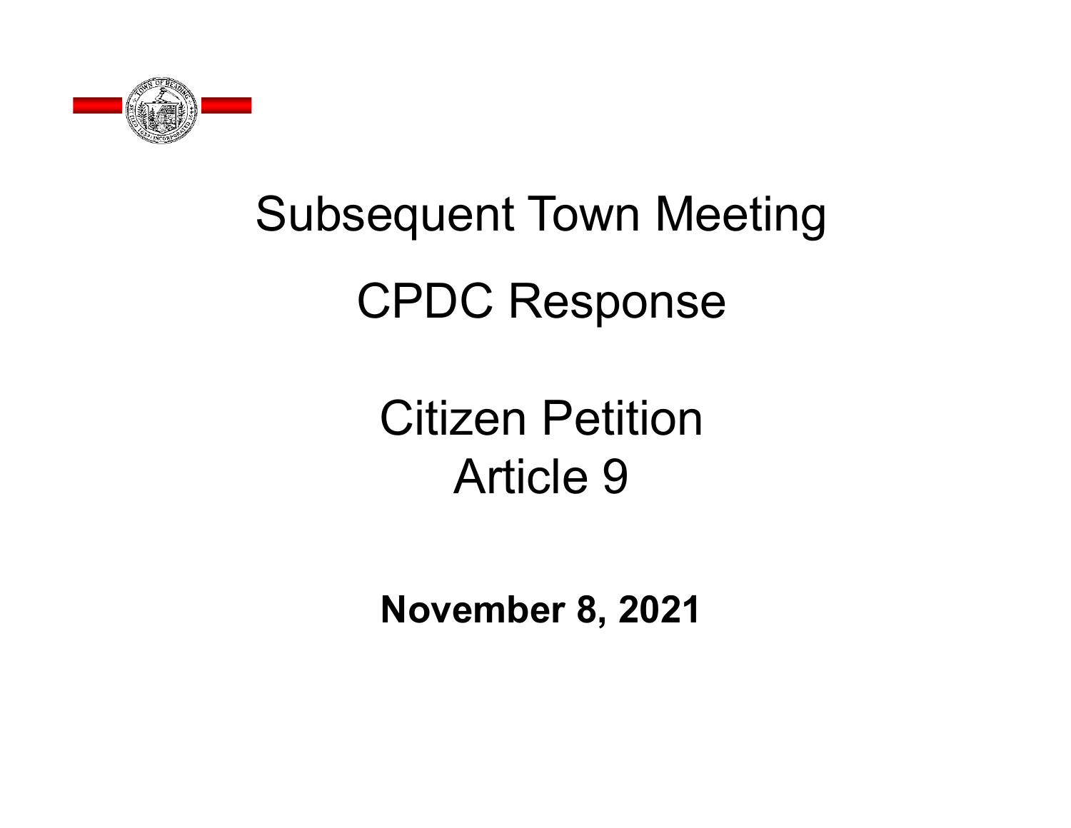# Subsequent Town Meeting

## CPDC Response

## Citizen Petition
## Article 9

**November 8, 2021**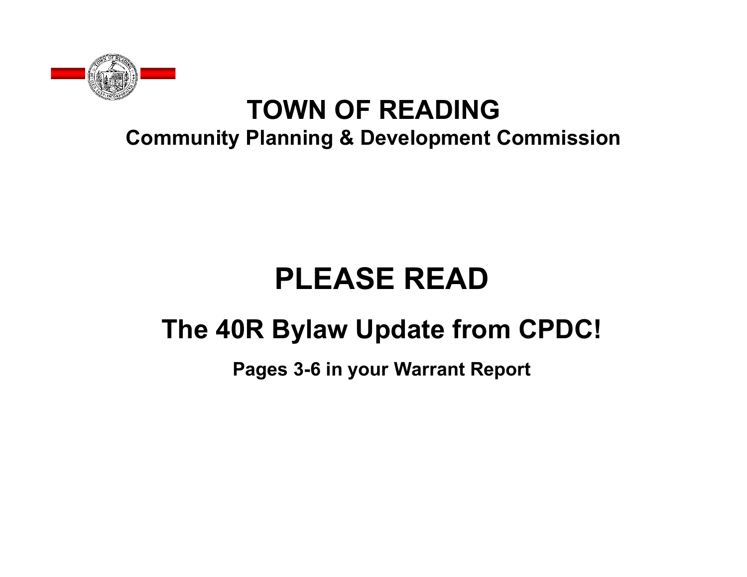# TOWN OF READING

## Community Planning & Development Commission

# PLEASE READ

## The 40R Bylaw Update from CPDC!

**Pages 3-6 in your Warrant Report**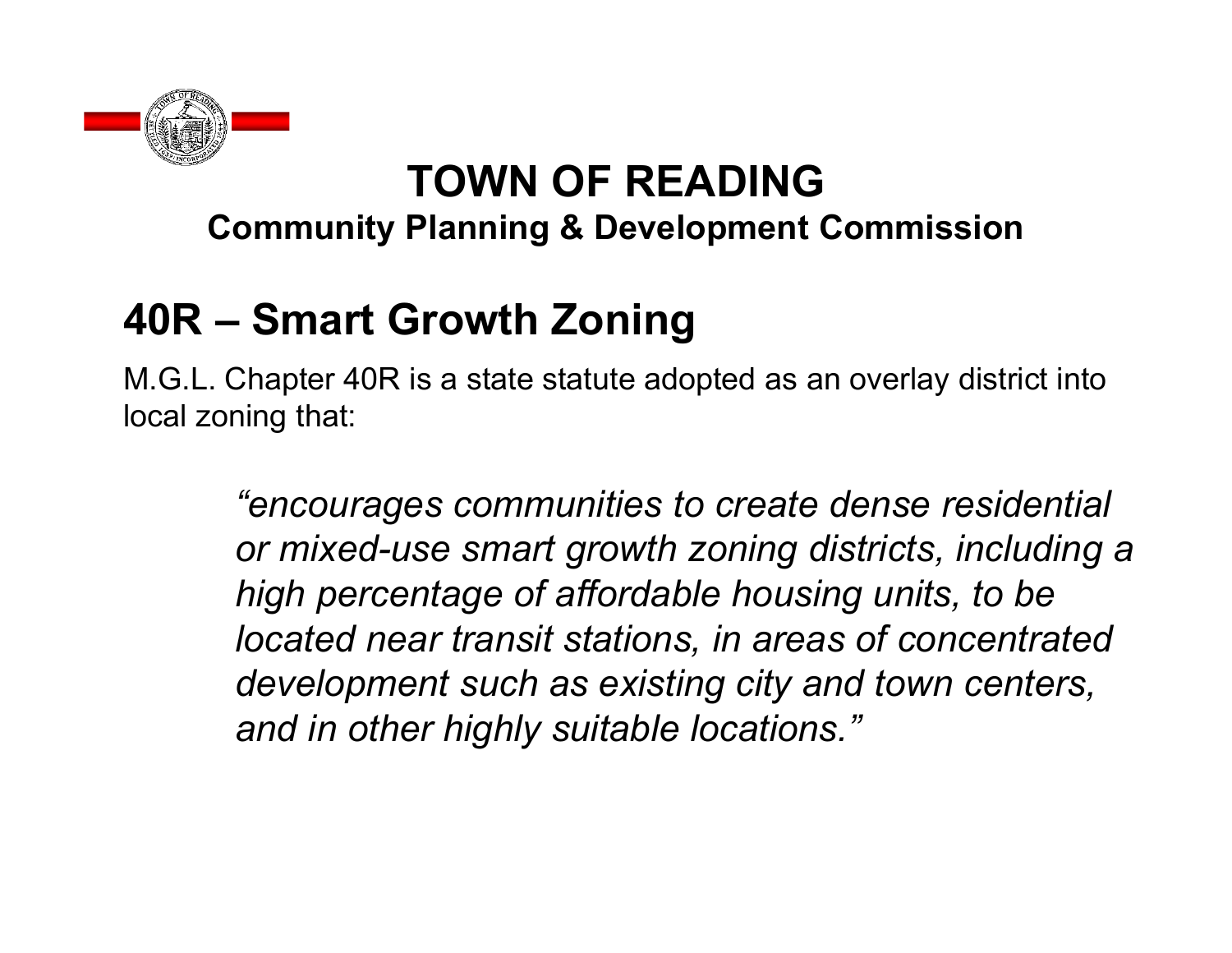# TOWN OF READING

**Community Planning & Development Commission**

## 40R – Smart Growth Zoning

M.G.L. Chapter 40R is a state statute adopted as an overlay district into local zoning that:

> *"encourages communities to create dense residential or mixed-use smart growth zoning districts, including a high percentage of affordable housing units, to be located near transit stations, in areas of concentrated development such as existing city and town centers, and in other highly suitable locations."*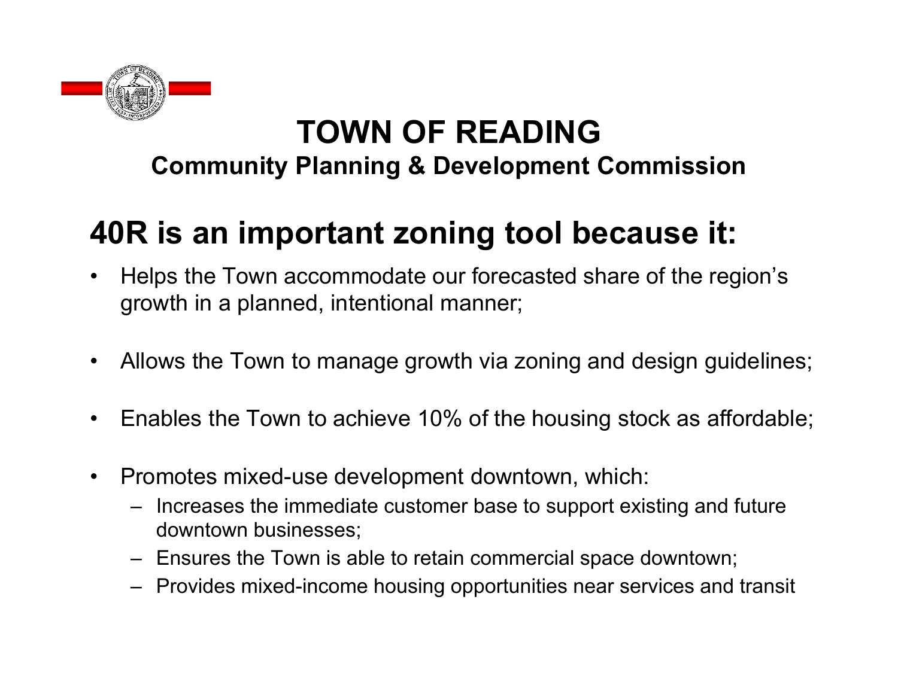# TOWN OF READING

### Community Planning & Development Commission

## 40R is an important zoning tool because it:

- Helps the Town accommodate our forecasted share of the region's growth in a planned, intentional manner;
- Allows the Town to manage growth via zoning and design guidelines;
- Enables the Town to achieve 10% of the housing stock as affordable;
- Promotes mixed-use development downtown, which:
  - Increases the immediate customer base to support existing and future downtown businesses;
  - Ensures the Town is able to retain commercial space downtown;
  - Provides mixed-income housing opportunities near services and transit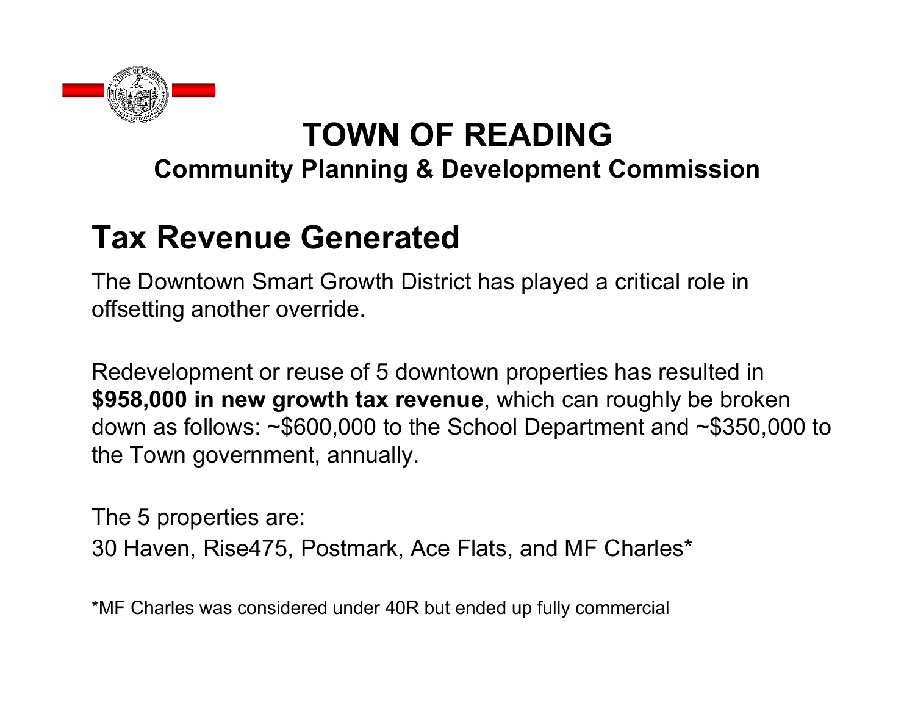# TOWN OF READING

## Community Planning & Development Commission

## Tax Revenue Generated

The Downtown Smart Growth District has played a critical role in offsetting another override.

Redevelopment or reuse of 5 downtown properties has resulted in **$958,000 in new growth tax revenue**, which can roughly be broken down as follows: ~$600,000 to the School Department and ~$350,000 to the Town government, annually.

The 5 properties are:
30 Haven, Rise475, Postmark, Ace Flats, and MF Charles*

*MF Charles was considered under 40R but ended up fully commercial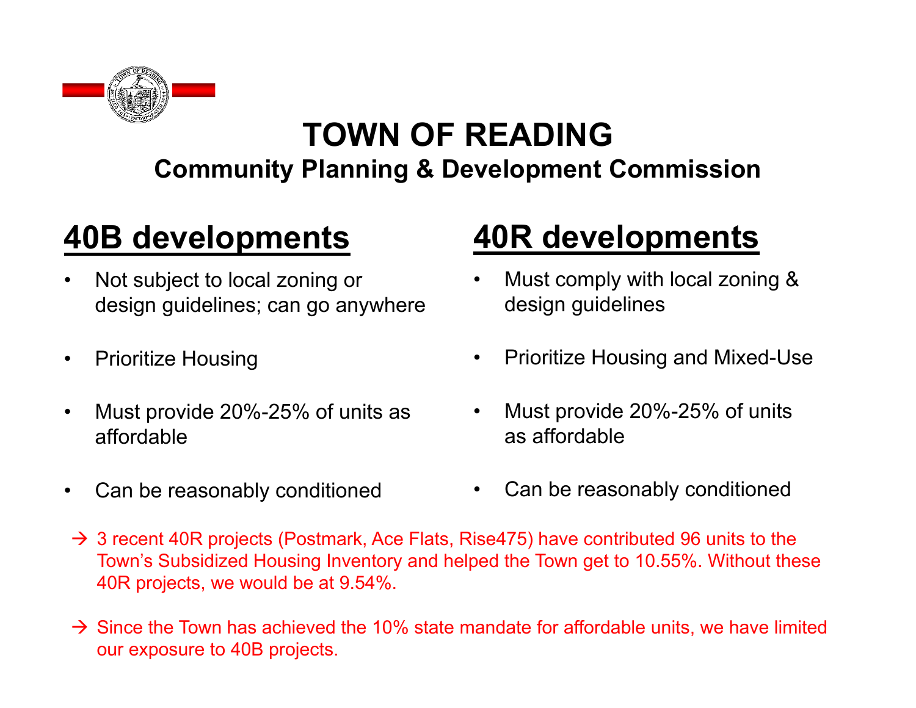# TOWN OF READING

## Community Planning & Development Commission

## 40B developments

- Not subject to local zoning or design guidelines; can go anywhere
- Prioritize Housing
- Must provide 20%-25% of units as affordable
- Can be reasonably conditioned

## 40R developments

- Must comply with local zoning & design guidelines
- Prioritize Housing and Mixed-Use
- Must provide 20%-25% of units as affordable
- Can be reasonably conditioned

→ 3 recent 40R projects (Postmark, Ace Flats, Rise475) have contributed 96 units to the Town's Subsidized Housing Inventory and helped the Town get to 10.55%. Without these 40R projects, we would be at 9.54%.

→ Since the Town has achieved the 10% state mandate for affordable units, we have limited our exposure to 40B projects.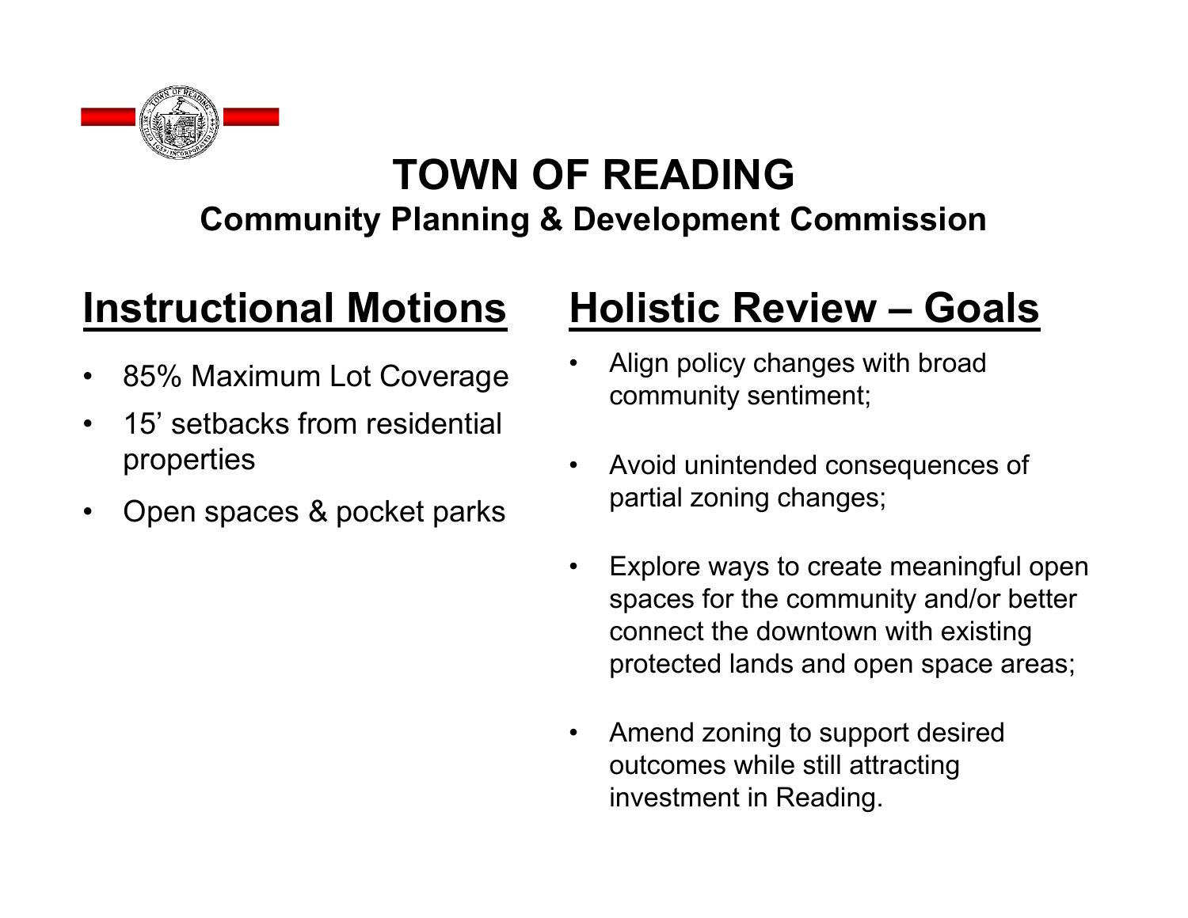# TOWN OF READING

### Community Planning & Development Commission

## Instructional Motions

- 85% Maximum Lot Coverage
- 15' setbacks from residential properties
- Open spaces & pocket parks

## Holistic Review – Goals

- Align policy changes with broad community sentiment;
- Avoid unintended consequences of partial zoning changes;
- Explore ways to create meaningful open spaces for the community and/or better connect the downtown with existing protected lands and open space areas;
- Amend zoning to support desired outcomes while still attracting investment in Reading.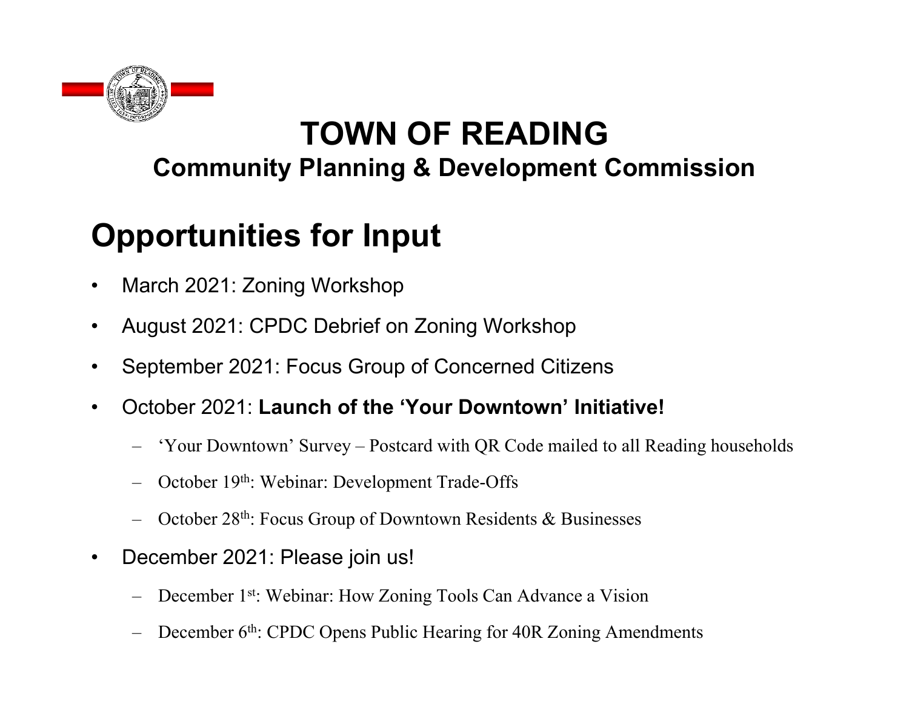# TOWN OF READING

## Community Planning & Development Commission

## Opportunities for Input

- March 2021: Zoning Workshop
- August 2021: CPDC Debrief on Zoning Workshop
- September 2021: Focus Group of Concerned Citizens
- October 2021: **Launch of the 'Your Downtown' Initiative!**
  - 'Your Downtown' Survey – Postcard with QR Code mailed to all Reading households
  - October 19th: Webinar: Development Trade-Offs
  - October 28th: Focus Group of Downtown Residents & Businesses
- December 2021: Please join us!
  - December 1st: Webinar: How Zoning Tools Can Advance a Vision
  - December 6th: CPDC Opens Public Hearing for 40R Zoning Amendments